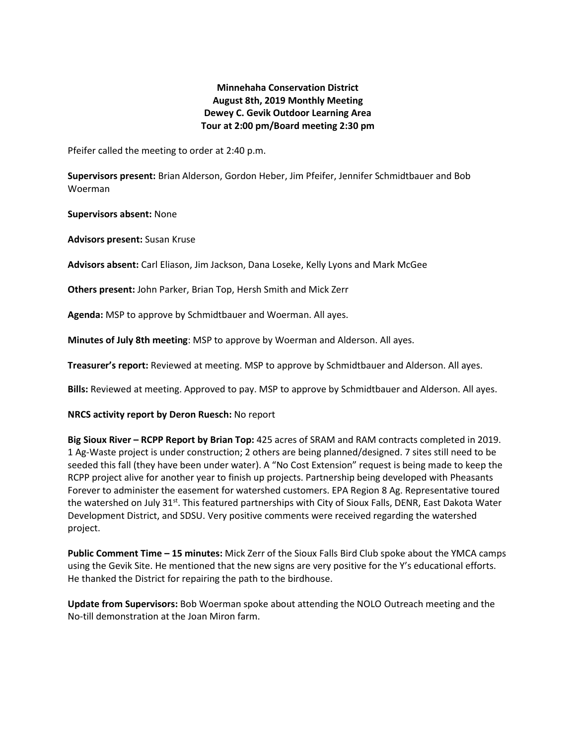**Minnehaha Conservation District**
**August 8th, 2019 Monthly Meeting**
**Dewey C. Gevik Outdoor Learning Area**
**Tour at 2:00 pm/Board meeting 2:30 pm**

Pfeifer called the meeting to order at 2:40 p.m.

**Supervisors present:** Brian Alderson, Gordon Heber, Jim Pfeifer, Jennifer Schmidtbauer and Bob Woerman

**Supervisors absent:** None

**Advisors present:** Susan Kruse

**Advisors absent:** Carl Eliason, Jim Jackson, Dana Loseke, Kelly Lyons and Mark McGee

**Others present:** John Parker, Brian Top, Hersh Smith and Mick Zerr

**Agenda:** MSP to approve by Schmidtbauer and Woerman. All ayes.

**Minutes of July 8th meeting**: MSP to approve by Woerman and Alderson. All ayes.

**Treasurer's report:** Reviewed at meeting. MSP to approve by Schmidtbauer and Alderson. All ayes.

**Bills:** Reviewed at meeting. Approved to pay. MSP to approve by Schmidtbauer and Alderson. All ayes.

**NRCS activity report by Deron Ruesch:** No report

**Big Sioux River – RCPP Report by Brian Top:** 425 acres of SRAM and RAM contracts completed in 2019. 1 Ag-Waste project is under construction; 2 others are being planned/designed. 7 sites still need to be seeded this fall (they have been under water). A "No Cost Extension" request is being made to keep the RCPP project alive for another year to finish up projects. Partnership being developed with Pheasants Forever to administer the easement for watershed customers. EPA Region 8 Ag. Representative toured the watershed on July 31st. This featured partnerships with City of Sioux Falls, DENR, East Dakota Water Development District, and SDSU. Very positive comments were received regarding the watershed project.

**Public Comment Time – 15 minutes:** Mick Zerr of the Sioux Falls Bird Club spoke about the YMCA camps using the Gevik Site. He mentioned that the new signs are very positive for the Y's educational efforts. He thanked the District for repairing the path to the birdhouse.

**Update from Supervisors:** Bob Woerman spoke about attending the NOLO Outreach meeting and the No-till demonstration at the Joan Miron farm.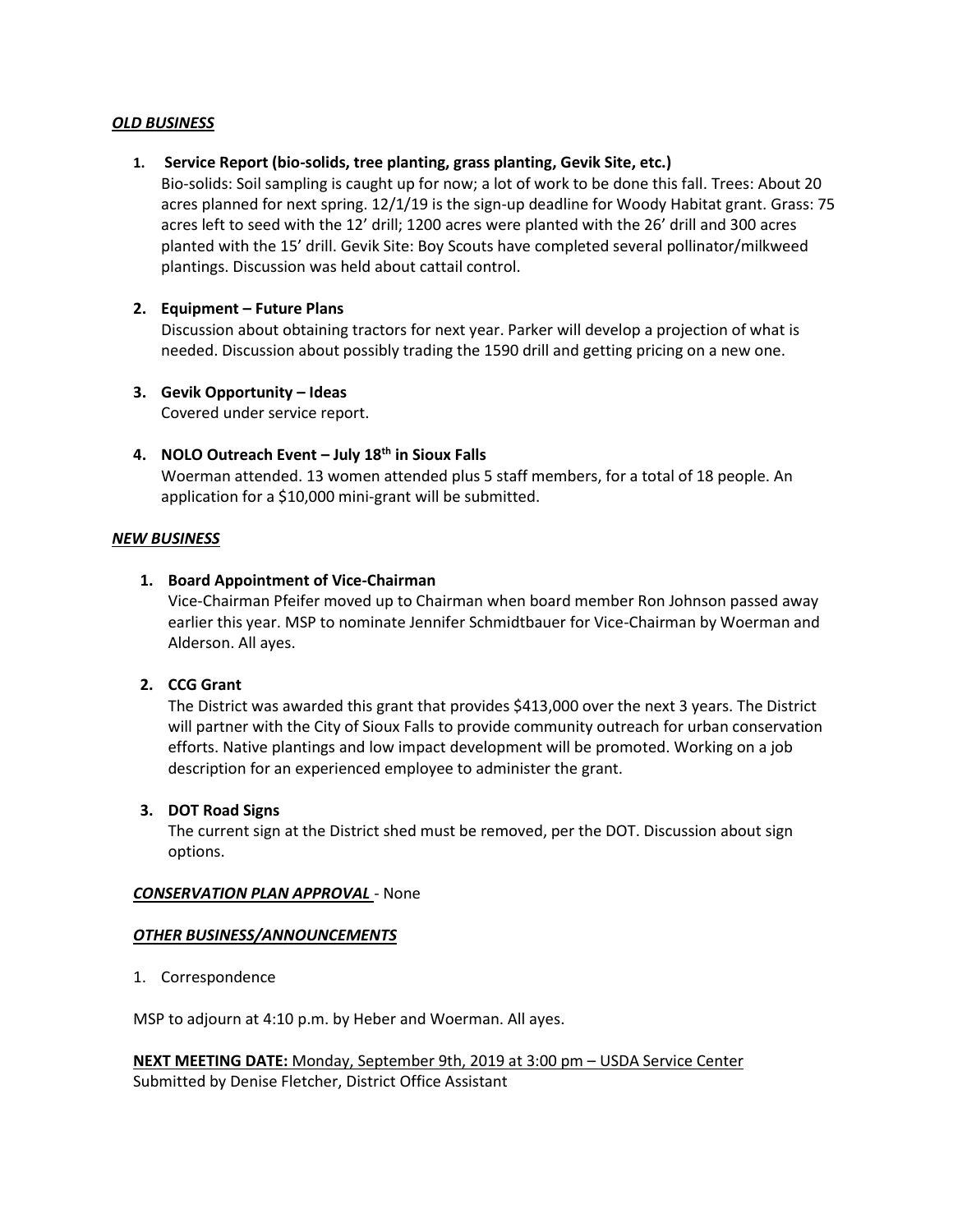***OLD BUSINESS***

1. **Service Report (bio-solids, tree planting, grass planting, Gevik Site, etc.)**
   Bio-solids: Soil sampling is caught up for now; a lot of work to be done this fall. Trees: About 20 acres planned for next spring. 12/1/19 is the sign-up deadline for Woody Habitat grant. Grass: 75 acres left to seed with the 12' drill; 1200 acres were planted with the 26' drill and 300 acres planted with the 15' drill. Gevik Site: Boy Scouts have completed several pollinator/milkweed plantings. Discussion was held about cattail control.

2. **Equipment – Future Plans**
   Discussion about obtaining tractors for next year. Parker will develop a projection of what is needed. Discussion about possibly trading the 1590 drill and getting pricing on a new one.

3. **Gevik Opportunity – Ideas**
   Covered under service report.

4. **NOLO Outreach Event – July 18th in Sioux Falls**
   Woerman attended. 13 women attended plus 5 staff members, for a total of 18 people. An application for a $10,000 mini-grant will be submitted.

***NEW BUSINESS***

1. **Board Appointment of Vice-Chairman**
   Vice-Chairman Pfeifer moved up to Chairman when board member Ron Johnson passed away earlier this year. MSP to nominate Jennifer Schmidtbauer for Vice-Chairman by Woerman and Alderson. All ayes.

2. **CCG Grant**
   The District was awarded this grant that provides $413,000 over the next 3 years. The District will partner with the City of Sioux Falls to provide community outreach for urban conservation efforts. Native plantings and low impact development will be promoted. Working on a job description for an experienced employee to administer the grant.

3. **DOT Road Signs**
   The current sign at the District shed must be removed, per the DOT. Discussion about sign options.

***CONSERVATION PLAN APPROVAL*** - None

***OTHER BUSINESS/ANNOUNCEMENTS***

1. Correspondence

MSP to adjourn at 4:10 p.m. by Heber and Woerman. All ayes.

**NEXT MEETING DATE:** Monday, September 9th, 2019 at 3:00 pm – USDA Service Center
Submitted by Denise Fletcher, District Office Assistant